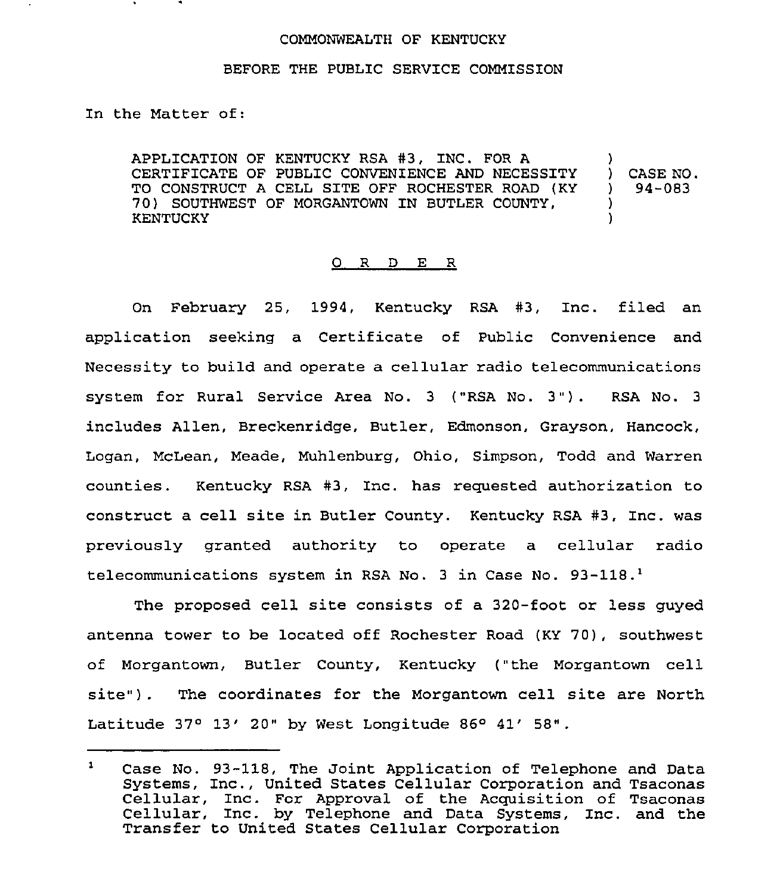COMMONWEALTH OF KENTUCKY

BEFORE THE PUBLIC SERVICE COMMISSION

In the Matter of:

APPLICATION OF KENTUCKY RSA #3, INC. FOR A CERTIFICATE OF PUBLIC CONVENIENCE AND NECESSITY TO CONSTRUCT A CELL SITE OFF ROCHESTER ROAD (KY 70) SOUTHWEST OF MORGANTOWN IN BUTLER COUNTY, KENTUCKY ) CASE NO. 94-083

## O R D E R

On February 25, 1994, Kentucky RSA #3, Inc. filed an application seeking a Certificate of Public Convenience and Necessity to build and operate a cellular radio telecommunications system for Rural Service Area No. 3 ("RSA No. 3"). RSA No. 3 includes Allen, Breckenridge, Butler, Edmonson, Grayson, Hancock, Logan, McLean, Meade, Muhlenburg, Ohio, Simpson, Todd and Warren counties. Kentucky RSA #3, Inc. has requested authorization to construct a cell site in Butler County. Kentucky RSA #3, Inc. was previously granted authority to operate a cellular radio telecommunications system in RSA No. 3 in Case No. 93-118.[1]

The proposed cell site consists of a 320-foot or less guyed antenna tower to be located off Rochester Road (KY 70), southwest of Morgantown, Butler County, Kentucky ("the Morgantown cell site"). The coordinates for the Morgantown cell site are North Latitude 37° 13′ 20" by West Longitude 86° 41′ 58".

---

[1] Case No. 93-118, The Joint Application of Telephone and Data Systems, Inc., United States Cellular Corporation and Tsaconas Cellular, Inc. For Approval of the Acquisition of Tsaconas Cellular, Inc. by Telephone and Data Systems, Inc. and the Transfer to United States Cellular Corporation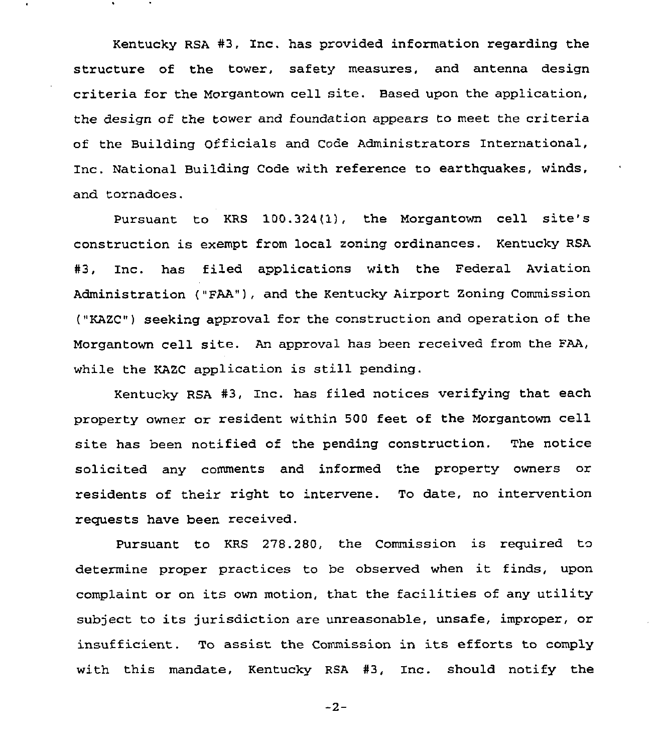Kentucky RSA #3, Inc. has provided information regarding the structure of the tower, safety measures, and antenna design criteria for the Morgantown cell site. Based upon the application, the design of the tower and foundation appears to meet the criteria of the Building Officials and Code Administrators International, Inc. National Building Code with reference to earthquakes, winds, and tornadoes.

Pursuant to KRS 100.324(1), the Morgantown cell site's construction is exempt from local zoning ordinances. Kentucky RSA #3, Inc. has filed applications with the Federal Aviation Administration ("FAA"), and the Kentucky Airport Zoning Commission ("KAZC") seeking approval for the construction and operation of the Morgantown cell site. An approval has been received from the FAA, while the KAZC application is still pending.

Kentucky RSA #3, Inc. has filed notices verifying that each property owner or resident within 500 feet of the Morgantown cell site has been notified of the pending construction. The notice solicited any comments and informed the property owners or residents of their right to intervene. To date, no intervention requests have been received.

Pursuant to KRS 278.280, the Commission is required to determine proper practices to be observed when it finds, upon complaint or on its own motion, that the facilities of any utility subject to its jurisdiction are unreasonable, unsafe, improper, or insufficient. To assist the Commission in its efforts to comply with this mandate, Kentucky RSA #3, Inc. should notify the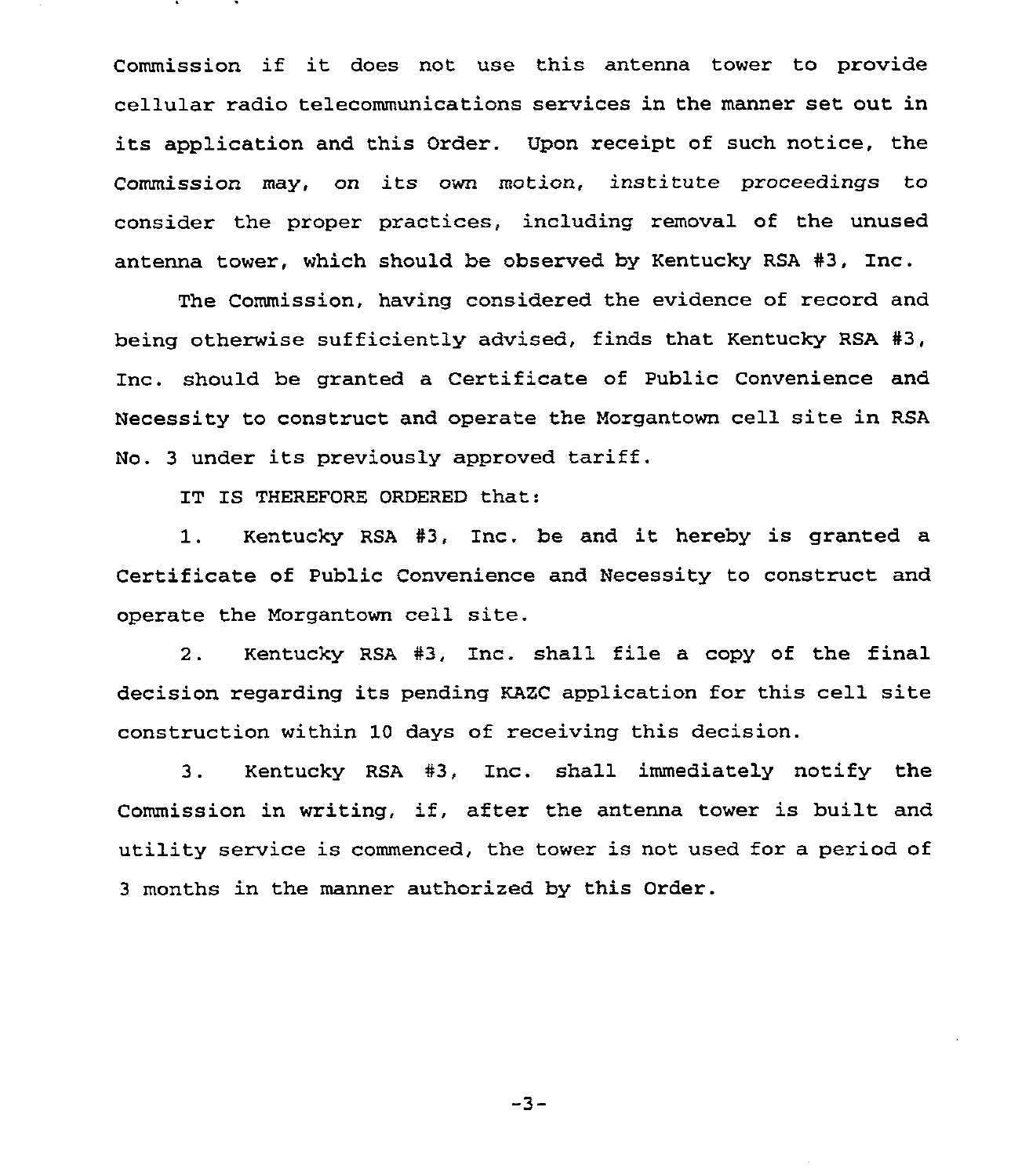Commission if it does not use this antenna tower to provide cellular radio telecommunications services in the manner set out in its application and this Order. Upon receipt of such notice, the Commission may, on its own motion, institute proceedings to consider the proper practices, including removal of the unused antenna tower, which should be observed by Kentucky RSA #3, Inc.

The Commission, having considered the evidence of record and being otherwise sufficiently advised, finds that Kentucky RSA #3, Inc. should be granted a Certificate of Public Convenience and Necessity to construct and operate the Morgantown cell site in RSA No. 3 under its previously approved tariff.

IT IS THEREFORE ORDERED that:

1. Kentucky RSA #3, Inc. be and it hereby is granted a Certificate of Public Convenience and Necessity to construct and operate the Morgantown cell site.

2. Kentucky RSA #3, Inc. shall file a copy of the final decision regarding its pending KAZC application for this cell site construction within 10 days of receiving this decision.

3. Kentucky RSA #3, Inc. shall immediately notify the Commission in writing, if, after the antenna tower is built and utility service is commenced, the tower is not used for a period of 3 months in the manner authorized by this Order.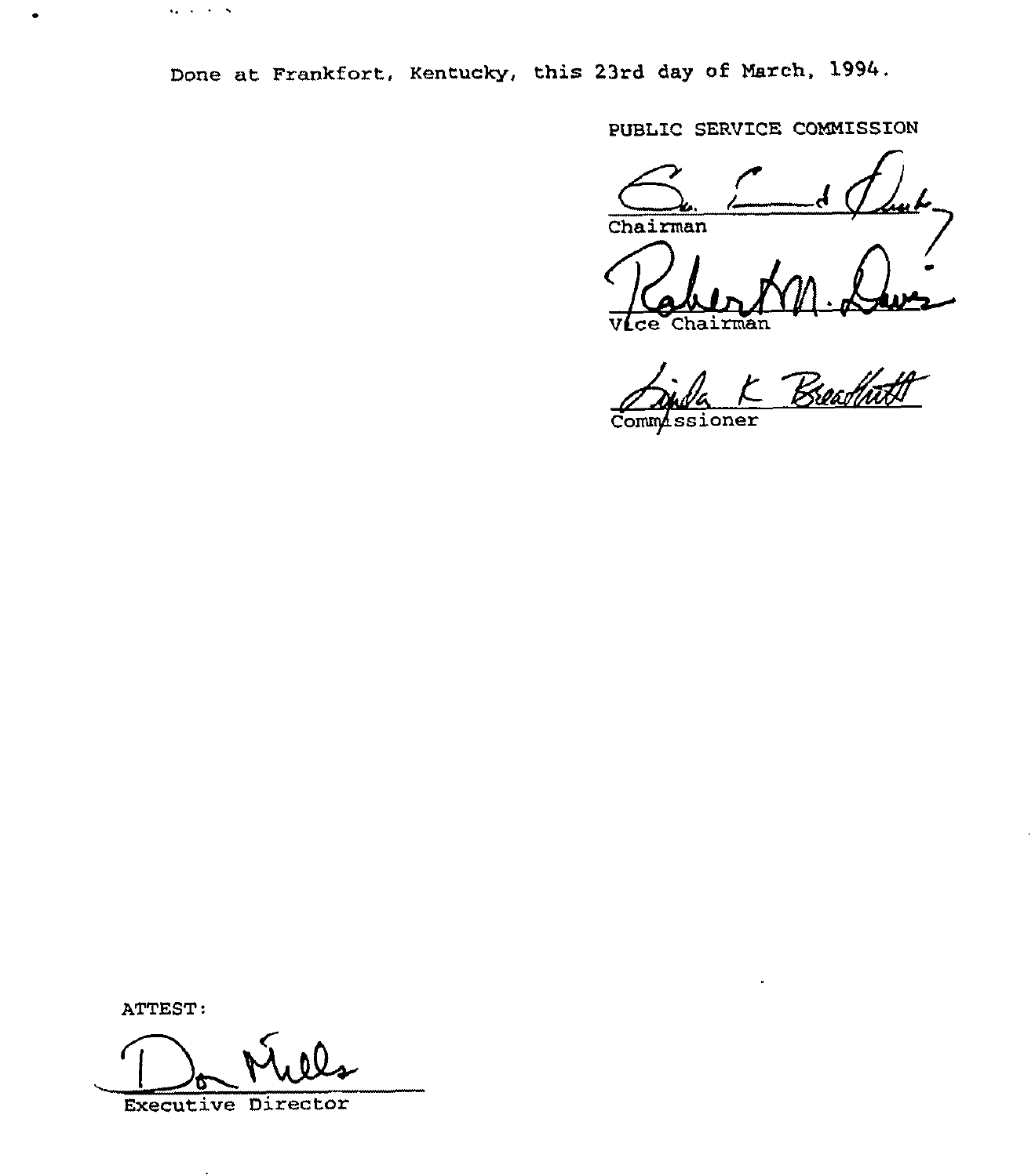Done at Frankfort, Kentucky, this 23rd day of March, 1994.

PUBLIC SERVICE COMMISSION

Chairman

Vice Chairman

Commissioner

ATTEST:

Executive Director